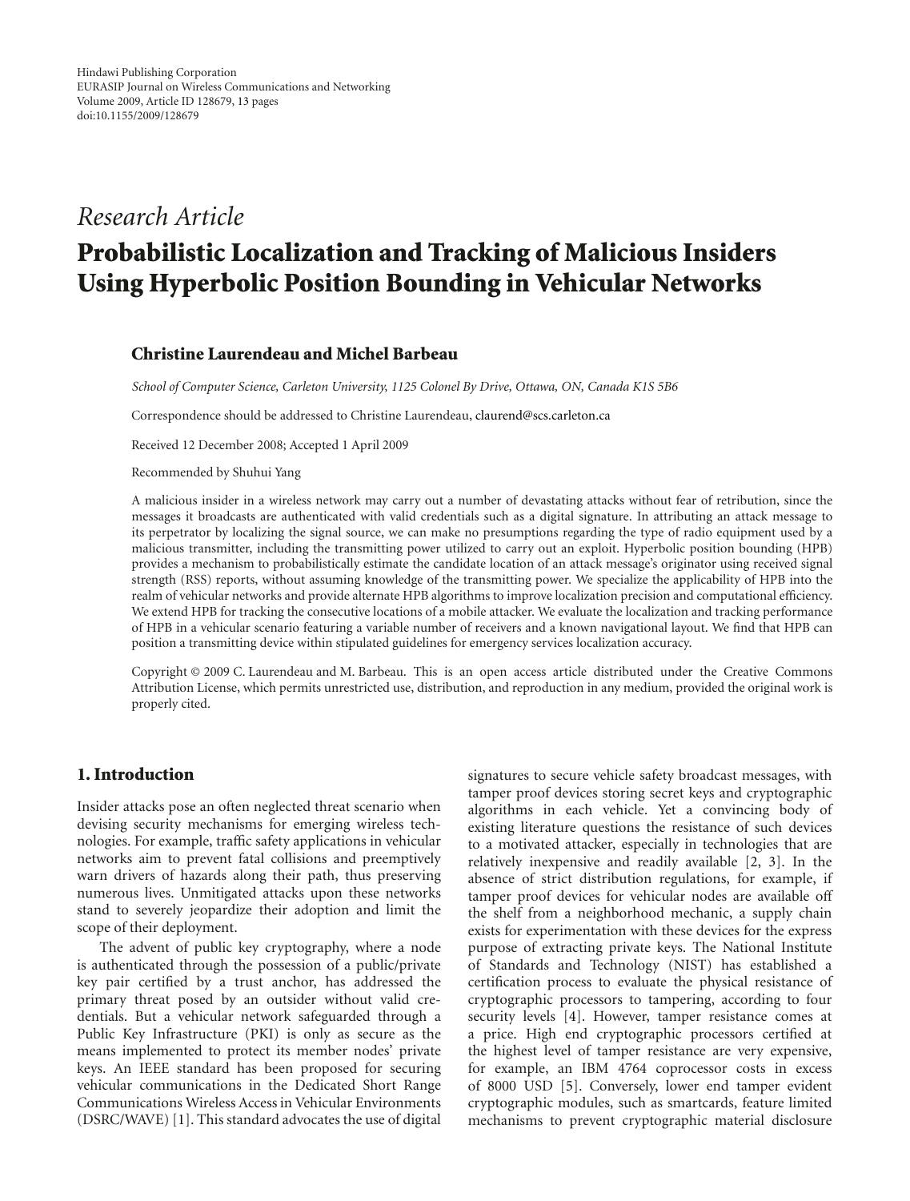Hindawi Publishing Corporation
EURASIP Journal on Wireless Communications and Networking
Volume 2009, Article ID 128679, 13 pages
doi:10.1155/2009/128679

*Research Article*

# Probabilistic Localization and Tracking of Malicious Insiders Using Hyperbolic Position Bounding in Vehicular Networks

**Christine Laurendeau and Michel Barbeau**

*School of Computer Science, Carleton University, 1125 Colonel By Drive, Ottawa, ON, Canada K1S 5B6*

Correspondence should be addressed to Christine Laurendeau, claurend@scs.carleton.ca

Received 12 December 2008; Accepted 1 April 2009

Recommended by Shuhui Yang

A malicious insider in a wireless network may carry out a number of devastating attacks without fear of retribution, since the messages it broadcasts are authenticated with valid credentials such as a digital signature. In attributing an attack message to its perpetrator by localizing the signal source, we can make no presumptions regarding the type of radio equipment used by a malicious transmitter, including the transmitting power utilized to carry out an exploit. Hyperbolic position bounding (HPB) provides a mechanism to probabilistically estimate the candidate location of an attack message's originator using received signal strength (RSS) reports, without assuming knowledge of the transmitting power. We specialize the applicability of HPB into the realm of vehicular networks and provide alternate HPB algorithms to improve localization precision and computational efficiency. We extend HPB for tracking the consecutive locations of a mobile attacker. We evaluate the localization and tracking performance of HPB in a vehicular scenario featuring a variable number of receivers and a known navigational layout. We find that HPB can position a transmitting device within stipulated guidelines for emergency services localization accuracy.

Copyright © 2009 C. Laurendeau and M. Barbeau. This is an open access article distributed under the Creative Commons Attribution License, which permits unrestricted use, distribution, and reproduction in any medium, provided the original work is properly cited.

## 1. Introduction

Insider attacks pose an often neglected threat scenario when devising security mechanisms for emerging wireless technologies. For example, traffic safety applications in vehicular networks aim to prevent fatal collisions and preemptively warn drivers of hazards along their path, thus preserving numerous lives. Unmitigated attacks upon these networks stand to severely jeopardize their adoption and limit the scope of their deployment.

The advent of public key cryptography, where a node is authenticated through the possession of a public/private key pair certified by a trust anchor, has addressed the primary threat posed by an outsider without valid credentials. But a vehicular network safeguarded through a Public Key Infrastructure (PKI) is only as secure as the means implemented to protect its member nodes' private keys. An IEEE standard has been proposed for securing vehicular communications in the Dedicated Short Range Communications Wireless Access in Vehicular Environments (DSRC/WAVE) [1]. This standard advocates the use of digital signatures to secure vehicle safety broadcast messages, with tamper proof devices storing secret keys and cryptographic algorithms in each vehicle. Yet a convincing body of existing literature questions the resistance of such devices to a motivated attacker, especially in technologies that are relatively inexpensive and readily available [2, 3]. In the absence of strict distribution regulations, for example, if tamper proof devices for vehicular nodes are available off the shelf from a neighborhood mechanic, a supply chain exists for experimentation with these devices for the express purpose of extracting private keys. The National Institute of Standards and Technology (NIST) has established a certification process to evaluate the physical resistance of cryptographic processors to tampering, according to four security levels [4]. However, tamper resistance comes at a price. High end cryptographic processors certified at the highest level of tamper resistance are very expensive, for example, an IBM 4764 coprocessor costs in excess of 8000 USD [5]. Conversely, lower end tamper evident cryptographic modules, such as smartcards, feature limited mechanisms to prevent cryptographic material disclosure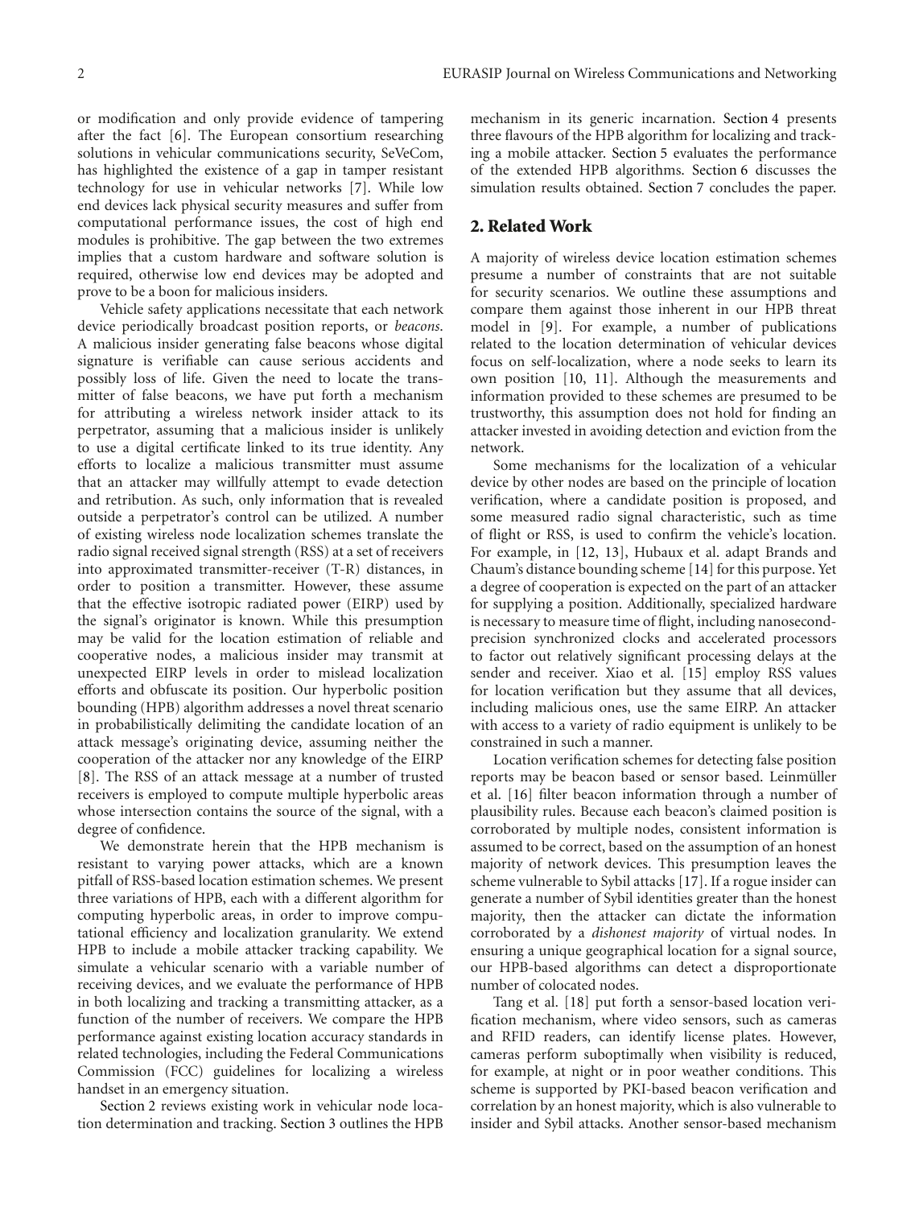or modification and only provide evidence of tampering after the fact [6]. The European consortium researching solutions in vehicular communications security, SeVeCom, has highlighted the existence of a gap in tamper resistant technology for use in vehicular networks [7]. While low end devices lack physical security measures and suffer from computational performance issues, the cost of high end modules is prohibitive. The gap between the two extremes implies that a custom hardware and software solution is required, otherwise low end devices may be adopted and prove to be a boon for malicious insiders.

Vehicle safety applications necessitate that each network device periodically broadcast position reports, or *beacons*. A malicious insider generating false beacons whose digital signature is verifiable can cause serious accidents and possibly loss of life. Given the need to locate the transmitter of false beacons, we have put forth a mechanism for attributing a wireless network insider attack to its perpetrator, assuming that a malicious insider is unlikely to use a digital certificate linked to its true identity. Any efforts to localize a malicious transmitter must assume that an attacker may willfully attempt to evade detection and retribution. As such, only information that is revealed outside a perpetrator's control can be utilized. A number of existing wireless node localization schemes translate the radio signal received signal strength (RSS) at a set of receivers into approximated transmitter-receiver (T-R) distances, in order to position a transmitter. However, these assume that the effective isotropic radiated power (EIRP) used by the signal's originator is known. While this presumption may be valid for the location estimation of reliable and cooperative nodes, a malicious insider may transmit at unexpected EIRP levels in order to mislead localization efforts and obfuscate its position. Our hyperbolic position bounding (HPB) algorithm addresses a novel threat scenario in probabilistically delimiting the candidate location of an attack message's originating device, assuming neither the cooperation of the attacker nor any knowledge of the EIRP [8]. The RSS of an attack message at a number of trusted receivers is employed to compute multiple hyperbolic areas whose intersection contains the source of the signal, with a degree of confidence.

We demonstrate herein that the HPB mechanism is resistant to varying power attacks, which are a known pitfall of RSS-based location estimation schemes. We present three variations of HPB, each with a different algorithm for computing hyperbolic areas, in order to improve computational efficiency and localization granularity. We extend HPB to include a mobile attacker tracking capability. We simulate a vehicular scenario with a variable number of receiving devices, and we evaluate the performance of HPB in both localizing and tracking a transmitting attacker, as a function of the number of receivers. We compare the HPB performance against existing location accuracy standards in related technologies, including the Federal Communications Commission (FCC) guidelines for localizing a wireless handset in an emergency situation.

Section 2 reviews existing work in vehicular node location determination and tracking. Section 3 outlines the HPB mechanism in its generic incarnation. Section 4 presents three flavours of the HPB algorithm for localizing and tracking a mobile attacker. Section 5 evaluates the performance of the extended HPB algorithms. Section 6 discusses the simulation results obtained. Section 7 concludes the paper.

## 2. Related Work

A majority of wireless device location estimation schemes presume a number of constraints that are not suitable for security scenarios. We outline these assumptions and compare them against those inherent in our HPB threat model in [9]. For example, a number of publications related to the location determination of vehicular devices focus on self-localization, where a node seeks to learn its own position [10, 11]. Although the measurements and information provided to these schemes are presumed to be trustworthy, this assumption does not hold for finding an attacker invested in avoiding detection and eviction from the network.

Some mechanisms for the localization of a vehicular device by other nodes are based on the principle of location verification, where a candidate position is proposed, and some measured radio signal characteristic, such as time of flight or RSS, is used to confirm the vehicle's location. For example, in [12, 13], Hubaux et al. adapt Brands and Chaum's distance bounding scheme [14] for this purpose. Yet a degree of cooperation is expected on the part of an attacker for supplying a position. Additionally, specialized hardware is necessary to measure time of flight, including nanosecond-precision synchronized clocks and accelerated processors to factor out relatively significant processing delays at the sender and receiver. Xiao et al. [15] employ RSS values for location verification but they assume that all devices, including malicious ones, use the same EIRP. An attacker with access to a variety of radio equipment is unlikely to be constrained in such a manner.

Location verification schemes for detecting false position reports may be beacon based or sensor based. Leinmüller et al. [16] filter beacon information through a number of plausibility rules. Because each beacon's claimed position is corroborated by multiple nodes, consistent information is assumed to be correct, based on the assumption of an honest majority of network devices. This presumption leaves the scheme vulnerable to Sybil attacks [17]. If a rogue insider can generate a number of Sybil identities greater than the honest majority, then the attacker can dictate the information corroborated by a *dishonest majority* of virtual nodes. In ensuring a unique geographical location for a signal source, our HPB-based algorithms can detect a disproportionate number of colocated nodes.

Tang et al. [18] put forth a sensor-based location verification mechanism, where video sensors, such as cameras and RFID readers, can identify license plates. However, cameras perform suboptimally when visibility is reduced, for example, at night or in poor weather conditions. This scheme is supported by PKI-based beacon verification and correlation by an honest majority, which is also vulnerable to insider and Sybil attacks. Another sensor-based mechanism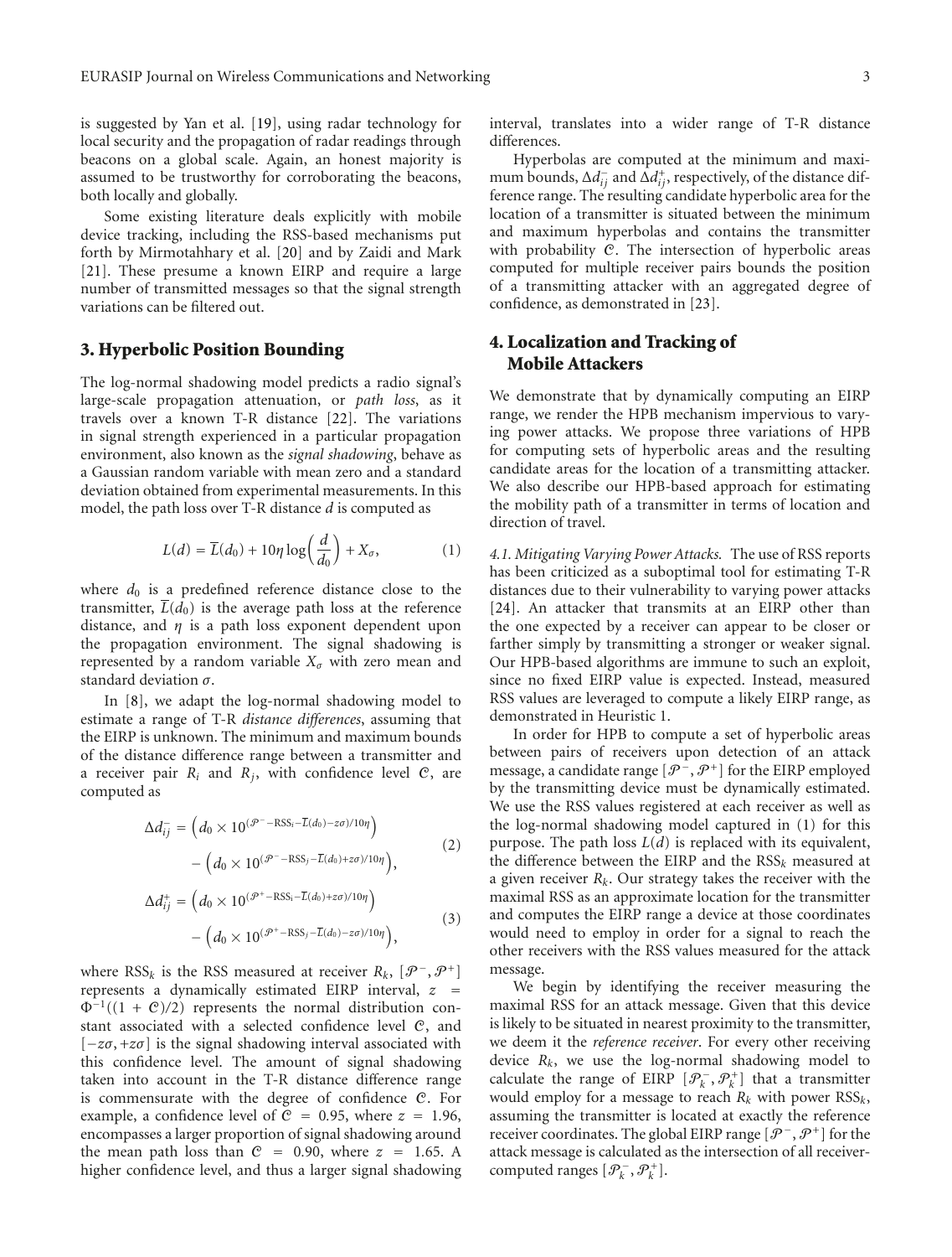is suggested by Yan et al. [19], using radar technology for local security and the propagation of radar readings through beacons on a global scale. Again, an honest majority is assumed to be trustworthy for corroborating the beacons, both locally and globally.

Some existing literature deals explicitly with mobile device tracking, including the RSS-based mechanisms put forth by Mirmotahhary et al. [20] and by Zaidi and Mark [21]. These presume a known EIRP and require a large number of transmitted messages so that the signal strength variations can be filtered out.

## 3. Hyperbolic Position Bounding

The log-normal shadowing model predicts a radio signal's large-scale propagation attenuation, or *path loss*, as it travels over a known T-R distance [22]. The variations in signal strength experienced in a particular propagation environment, also known as the *signal shadowing*, behave as a Gaussian random variable with mean zero and a standard deviation obtained from experimental measurements. In this model, the path loss over T-R distance $d$ is computed as

$$L(d) = \overline{L}(d_0) + 10\eta \log\left(\frac{d}{d_0}\right) + X_\sigma, \tag{1}$$

where $d_0$ is a predefined reference distance close to the transmitter, $\overline{L}(d_0)$ is the average path loss at the reference distance, and $\eta$ is a path loss exponent dependent upon the propagation environment. The signal shadowing is represented by a random variable $X_\sigma$ with zero mean and standard deviation $\sigma$.

In [8], we adapt the log-normal shadowing model to estimate a range of T-R *distance differences*, assuming that the EIRP is unknown. The minimum and maximum bounds of the distance difference range between a transmitter and a receiver pair $R_i$ and $R_j$, with confidence level $\mathcal{C}$, are computed as

$$\begin{aligned}\Delta d_{ij}^{-} &= \left(d_0 \times 10^{(\mathcal{P}^{-} - \mathrm{RSS}_i - \overline{L}(d_0) - z\sigma)/10\eta}\right) \\ &\quad - \left(d_0 \times 10^{(\mathcal{P}^{-} - \mathrm{RSS}_j - \overline{L}(d_0) + z\sigma)/10\eta}\right),\end{aligned} \tag{2}$$

$$\begin{aligned}\Delta d_{ij}^{+} &= \left(d_0 \times 10^{(\mathcal{P}^{+} - \mathrm{RSS}_i - \overline{L}(d_0) + z\sigma)/10\eta}\right) \\ &\quad - \left(d_0 \times 10^{(\mathcal{P}^{+} - \mathrm{RSS}_j - \overline{L}(d_0) - z\sigma)/10\eta}\right),\end{aligned} \tag{3}$$

where $\mathrm{RSS}_k$ is the RSS measured at receiver $R_k$, $[\mathcal{P}^-, \mathcal{P}^+]$ represents a dynamically estimated EIRP interval, $z = \Phi^{-1}((1+\mathcal{C})/2)$ represents the normal distribution constant associated with a selected confidence level $\mathcal{C}$, and $[-z\sigma, +z\sigma]$ is the signal shadowing interval associated with this confidence level. The amount of signal shadowing taken into account in the T-R distance difference range is commensurate with the degree of confidence $\mathcal{C}$. For example, a confidence level of $\mathcal{C} = 0.95$, where $z = 1.96$, encompasses a larger proportion of signal shadowing around the mean path loss than $\mathcal{C} = 0.90$, where $z = 1.65$. A higher confidence level, and thus a larger signal shadowing interval, translates into a wider range of T-R distance differences.

Hyperbolas are computed at the minimum and maximum bounds, $\Delta d_{ij}^-$ and $\Delta d_{ij}^+$, respectively, of the distance difference range. The resulting candidate hyperbolic area for the location of a transmitter is situated between the minimum and maximum hyperbolas and contains the transmitter with probability $\mathcal{C}$. The intersection of hyperbolic areas computed for multiple receiver pairs bounds the position of a transmitting attacker with an aggregated degree of confidence, as demonstrated in [23].

## 4. Localization and Tracking of Mobile Attackers

We demonstrate that by dynamically computing an EIRP range, we render the HPB mechanism impervious to varying power attacks. We propose three variations of HPB for computing sets of hyperbolic areas and the resulting candidate areas for the location of a transmitting attacker. We also describe our HPB-based approach for estimating the mobility path of a transmitter in terms of location and direction of travel.

*4.1. Mitigating Varying Power Attacks.* The use of RSS reports has been criticized as a suboptimal tool for estimating T-R distances due to their vulnerability to varying power attacks [24]. An attacker that transmits at an EIRP other than the one expected by a receiver can appear to be closer or farther simply by transmitting a stronger or weaker signal. Our HPB-based algorithms are immune to such an exploit, since no fixed EIRP value is expected. Instead, measured RSS values are leveraged to compute a likely EIRP range, as demonstrated in Heuristic 1.

In order for HPB to compute a set of hyperbolic areas between pairs of receivers upon detection of an attack message, a candidate range $[\mathcal{P}^-, \mathcal{P}^+]$ for the EIRP employed by the transmitting device must be dynamically estimated. We use the RSS values registered at each receiver as well as the log-normal shadowing model captured in (1) for this purpose. The path loss $L(d)$ is replaced with its equivalent, the difference between the EIRP and the $\mathrm{RSS}_k$ measured at a given receiver $R_k$. Our strategy takes the receiver with the maximal RSS as an approximate location for the transmitter and computes the EIRP range a device at those coordinates would need to employ in order for a signal to reach the other receivers with the RSS values measured for the attack message.

We begin by identifying the receiver measuring the maximal RSS for an attack message. Given that this device is likely to be situated in nearest proximity to the transmitter, we deem it the *reference receiver*. For every other receiving device $R_k$, we use the log-normal shadowing model to calculate the range of EIRP $[\mathcal{P}_k^-, \mathcal{P}_k^+]$ that a transmitter would employ for a message to reach $R_k$ with power $\mathrm{RSS}_k$, assuming the transmitter is located at exactly the reference receiver coordinates. The global EIRP range $[\mathcal{P}^-, \mathcal{P}^+]$ for the attack message is calculated as the intersection of all receiver-computed ranges $[\mathcal{P}_k^-, \mathcal{P}_k^+]$.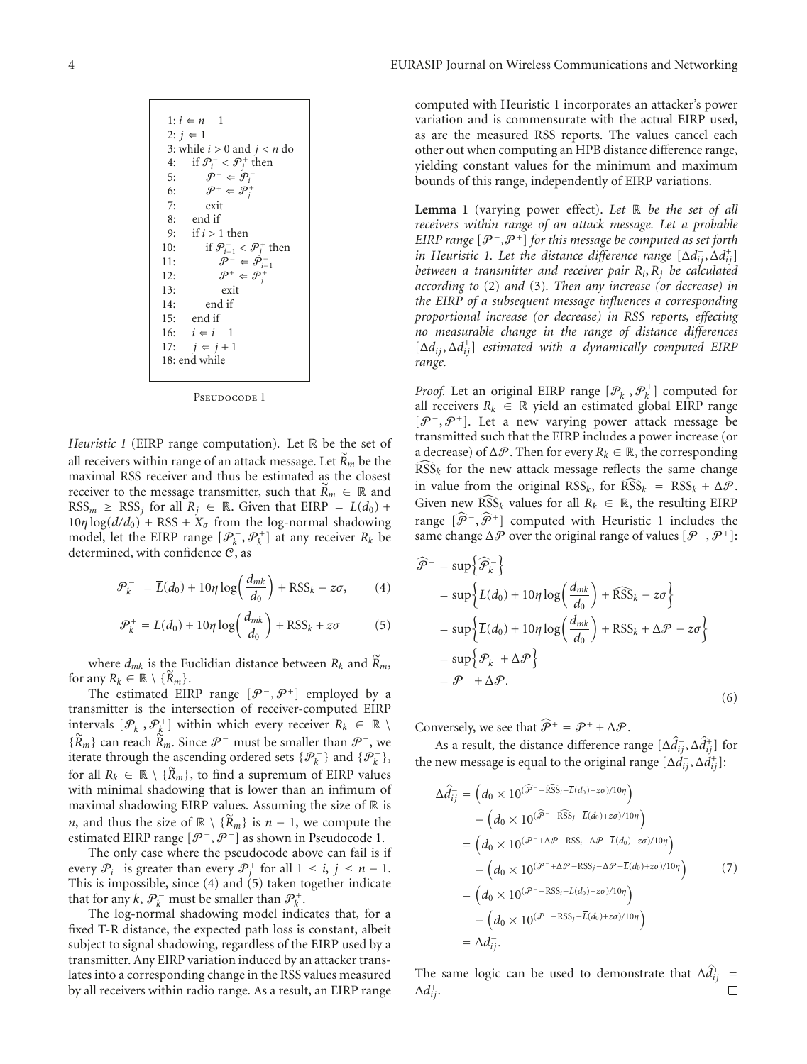```
1: i ⇐ n − 1
2: j ⇐ 1
3: while i > 0 and j < n do
4:     if P_i^- < P_j^+ then
5:         P^- ⇐ P_i^-
6:         P^+ ⇐ P_j^+
7:         exit
8:     end if
9:     if i > 1 then
10:        if P_{i-1}^- < P_j^+ then
11:            P^- ⇐ P_{i-1}^-
12:            P^+ ⇐ P_j^+
13:            exit
14:        end if
15:    end if
16:    i ⇐ i − 1
17:    j ⇐ j + 1
18: end while
```

Pseudocode 1

*Heuristic 1* (EIRP range computation). Let $\mathbb{R}$ be the set of all receivers within range of an attack message. Let $\widetilde{R}_m$ be the maximal RSS receiver and thus be estimated as the closest receiver to the message transmitter, such that $\widetilde{R}_m \in \mathbb{R}$ and $\text{RSS}_m \geq \text{RSS}_j$ for all $R_j \in \mathbb{R}$. Given that $\text{EIRP} = \overline{L}(d_0) + 10\eta\log(d/d_0) + \text{RSS} + X_\sigma$ from the log-normal shadowing model, let the EIRP range $[\mathcal{P}_k^-, \mathcal{P}_k^+]$ at any receiver $R_k$ be determined, with confidence $\mathcal{C}$, as

$$\mathcal{P}_k^- = \overline{L}(d_0) + 10\eta\log\left(\frac{d_{mk}}{d_0}\right) + \text{RSS}_k - z\sigma, \tag{4}$$

$$\mathcal{P}_k^+ = \overline{L}(d_0) + 10\eta\log\left(\frac{d_{mk}}{d_0}\right) + \text{RSS}_k + z\sigma \tag{5}$$

where $d_{mk}$ is the Euclidian distance between $R_k$ and $\widetilde{R}_m$, for any $R_k \in \mathbb{R} \setminus \{\widetilde{R}_m\}$.

The estimated EIRP range $[\mathcal{P}^-, \mathcal{P}^+]$ employed by a transmitter is the intersection of receiver-computed EIRP intervals $[\mathcal{P}_k^-, \mathcal{P}_k^+]$ within which every receiver $R_k \in \mathbb{R} \setminus \{\widetilde{R}_m\}$ can reach $\widetilde{R}_m$. Since $\mathcal{P}^-$ must be smaller than $\mathcal{P}^+$, we iterate through the ascending ordered sets $\{\mathcal{P}_k^-\}$ and $\{\mathcal{P}_k^+\}$, for all $R_k \in \mathbb{R} \setminus \{\widetilde{R}_m\}$, to find a supremum of EIRP values with minimal shadowing that is lower than an infimum of maximal shadowing EIRP values. Assuming the size of $\mathbb{R}$ is $n$, and thus the size of $\mathbb{R} \setminus \{\widetilde{R}_m\}$ is $n-1$, we compute the estimated EIRP range $[\mathcal{P}^-, \mathcal{P}^+]$ as shown in Pseudocode 1.

The only case where the pseudocode above can fail is if every $\mathcal{P}_i^-$ is greater than every $\mathcal{P}_j^+$ for all $1 \leq i, j \leq n-1$. This is impossible, since (4) and (5) taken together indicate that for any $k$, $\mathcal{P}_k^-$ must be smaller than $\mathcal{P}_k^+$.

The log-normal shadowing model indicates that, for a fixed T-R distance, the expected path loss is constant, albeit subject to signal shadowing, regardless of the EIRP used by a transmitter. Any EIRP variation induced by an attacker translates into a corresponding change in the RSS values measured by all receivers within radio range. As a result, an EIRP range computed with Heuristic 1 incorporates an attacker's power variation and is commensurate with the actual EIRP used, as are the measured RSS reports. The values cancel each other out when computing an HPB distance difference range, yielding constant values for the minimum and maximum bounds of this range, independently of EIRP variations.

**Lemma 1** (varying power effect). *Let $\mathbb{R}$ be the set of all receivers within range of an attack message. Let a probable EIRP range $[\mathcal{P}^-, \mathcal{P}^+]$ for this message be computed as set forth in Heuristic 1. Let the distance difference range $[\Delta d_{ij}^-, \Delta d_{ij}^+]$ between a transmitter and receiver pair $R_i, R_j$ be calculated according to* (2) *and* (3)*. Then any increase (or decrease) in the EIRP of a subsequent message influences a corresponding proportional increase (or decrease) in RSS reports, effecting no measurable change in the range of distance differences $[\Delta d_{ij}^-, \Delta d_{ij}^+]$ estimated with a dynamically computed EIRP range.*

*Proof.* Let an original EIRP range $[\mathcal{P}_k^-, \mathcal{P}_k^+]$ computed for all receivers $R_k \in \mathbb{R}$ yield an estimated global EIRP range $[\mathcal{P}^-, \mathcal{P}^+]$. Let a new varying power attack message be transmitted such that the EIRP includes a power increase (or a decrease) of $\Delta\mathcal{P}$. Then for every $R_k \in \mathbb{R}$, the corresponding $\widehat{\text{RSS}}_k$ for the new attack message reflects the same change in value from the original $\text{RSS}_k$, for $\widehat{\text{RSS}}_k = \text{RSS}_k + \Delta\mathcal{P}$. Given new $\widehat{\text{RSS}}_k$ values for all $R_k \in \mathbb{R}$, the resulting EIRP range $[\widehat{\mathcal{P}}^-, \widehat{\mathcal{P}}^+]$ computed with Heuristic 1 includes the same change $\Delta\mathcal{P}$ over the original range of values $[\mathcal{P}^-, \mathcal{P}^+]$:

$$\begin{aligned}
\widehat{\mathcal{P}}^- &= \sup\left\{\widehat{\mathcal{P}}_k^-\right\} \\
&= \sup\left\{\overline{L}(d_0) + 10\eta\log\left(\frac{d_{mk}}{d_0}\right) + \widehat{\text{RSS}}_k - z\sigma\right\} \\
&= \sup\left\{\overline{L}(d_0) + 10\eta\log\left(\frac{d_{mk}}{d_0}\right) + \text{RSS}_k + \Delta\mathcal{P} - z\sigma\right\} \\
&= \sup\left\{\mathcal{P}_k^- + \Delta\mathcal{P}\right\} \\
&= \mathcal{P}^- + \Delta\mathcal{P}.
\end{aligned} \tag{6}$$

Conversely, we see that $\widehat{\mathcal{P}}^+ = \mathcal{P}^+ + \Delta\mathcal{P}$.

As a result, the distance difference range $[\Delta\hat{d}_{ij}^-, \Delta\hat{d}_{ij}^+]$ for the new message is equal to the original range $[\Delta d_{ij}^-, \Delta d_{ij}^+]$:

$$\begin{aligned}
\Delta\hat{d}_{ij}^- &= \left(d_0 \times 10^{(\widehat{\mathcal{P}}^- - \widehat{\text{RSS}}_i - \overline{L}(d_0) - z\sigma)/10\eta}\right) \\
&\quad - \left(d_0 \times 10^{(\widehat{\mathcal{P}}^- - \widehat{\text{RSS}}_j - \overline{L}(d_0) + z\sigma)/10\eta}\right) \\
&= \left(d_0 \times 10^{(\mathcal{P}^- + \Delta\mathcal{P} - \text{RSS}_i - \Delta\mathcal{P} - \overline{L}(d_0) - z\sigma)/10\eta}\right) \\
&\quad - \left(d_0 \times 10^{(\mathcal{P}^- + \Delta\mathcal{P} - \text{RSS}_j - \Delta\mathcal{P} - \overline{L}(d_0) + z\sigma)/10\eta}\right) \\
&= \left(d_0 \times 10^{(\mathcal{P}^- - \text{RSS}_i - \overline{L}(d_0) - z\sigma)/10\eta}\right) \\
&\quad - \left(d_0 \times 10^{(\mathcal{P}^- - \text{RSS}_j - \overline{L}(d_0) + z\sigma)/10\eta}\right) \\
&= \Delta d_{ij}^-.
\end{aligned} \tag{7}$$

The same logic can be used to demonstrate that $\Delta\hat{d}_{ij}^+ = \Delta d_{ij}^+$. $\square$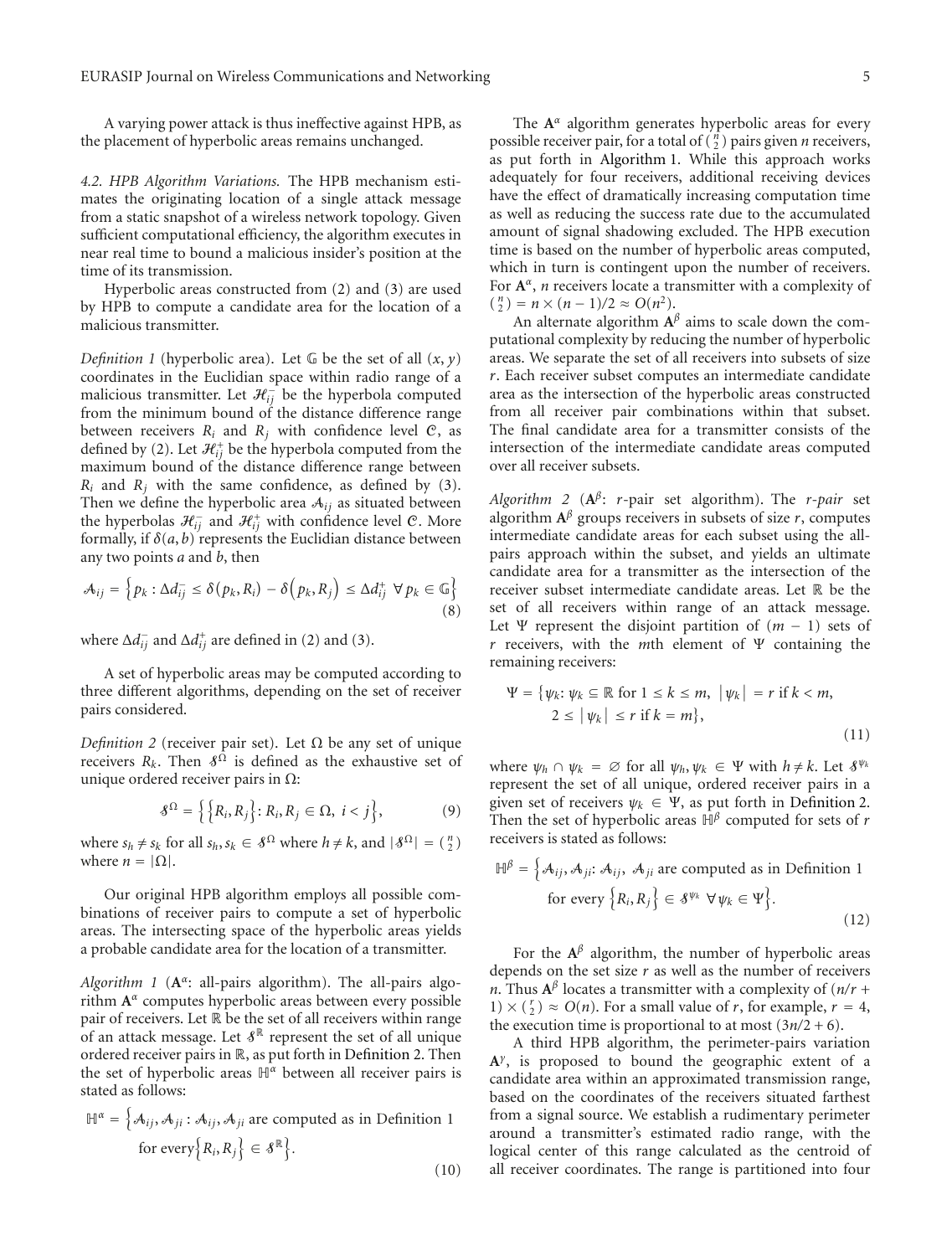A varying power attack is thus ineffective against HPB, as the placement of hyperbolic areas remains unchanged.

*4.2. HPB Algorithm Variations.* The HPB mechanism estimates the originating location of a single attack message from a static snapshot of a wireless network topology. Given sufficient computational efficiency, the algorithm executes in near real time to bound a malicious insider's position at the time of its transmission.

Hyperbolic areas constructed from (2) and (3) are used by HPB to compute a candidate area for the location of a malicious transmitter.

*Definition 1* (hyperbolic area). Let $\mathbb{G}$ be the set of all $(x, y)$ coordinates in the Euclidian space within radio range of a malicious transmitter. Let $\mathcal{H}_{ij}^{-}$ be the hyperbola computed from the minimum bound of the distance difference range between receivers $R_i$ and $R_j$ with confidence level $\mathcal{C}$, as defined by (2). Let $\mathcal{H}_{ij}^{+}$ be the hyperbola computed from the maximum bound of the distance difference range between $R_i$ and $R_j$ with the same confidence, as defined by (3). Then we define the hyperbolic area $\mathcal{A}_{ij}$ as situated between the hyperbolas $\mathcal{H}_{ij}^{-}$ and $\mathcal{H}_{ij}^{+}$ with confidence level $\mathcal{C}$. More formally, if $\delta(a, b)$ represents the Euclidean distance between any two points $a$ and $b$, then

$$\mathcal{A}_{ij} = \left\{ p_k : \Delta d_{ij}^{-} \leq \delta(p_k, R_i) - \delta\left(p_k, R_j\right) \leq \Delta d_{ij}^{+} \ \forall p_k \in \mathbb{G} \right\} \tag{8}$$

where $\Delta d_{ij}^{-}$ and $\Delta d_{ij}^{+}$ are defined in (2) and (3).

A set of hyperbolic areas may be computed according to three different algorithms, depending on the set of receiver pairs considered.

*Definition 2* (receiver pair set). Let $\Omega$ be any set of unique receivers $R_k$. Then $\mathcal{S}^{\Omega}$ is defined as the exhaustive set of unique ordered receiver pairs in $\Omega$:

$$\mathcal{S}^{\Omega} = \left\{ \left\{ R_i, R_j \right\} : R_i, R_j \in \Omega, \ i < j \right\}, \tag{9}$$

where $s_h \neq s_k$ for all $s_h, s_k \in \mathcal{S}^{\Omega}$ where $h \neq k$, and $|\mathcal{S}^{\Omega}| = \binom{n}{2}$ where $n = |\Omega|$.

Our original HPB algorithm employs all possible combinations of receiver pairs to compute a set of hyperbolic areas. The intersecting space of the hyperbolic areas yields a probable candidate area for the location of a transmitter.

*Algorithm 1* ($\mathbf{A}^{\alpha}$: all-pairs algorithm). The all-pairs algorithm $\mathbf{A}^{\alpha}$ computes hyperbolic areas between every possible pair of receivers. Let $\mathbb{R}$ be the set of all receivers within range of an attack message. Let $\mathcal{S}^{\mathbb{R}}$ represent the set of all unique ordered receiver pairs in $\mathbb{R}$, as put forth in Definition 2. Then the set of hyperbolic areas $\mathbb{H}^{\alpha}$ between all receiver pairs is stated as follows:

$$\mathbb{H}^{\alpha} = \left\{ \mathcal{A}_{ij}, \mathcal{A}_{ji} : \mathcal{A}_{ij}, \mathcal{A}_{ji} \text{ are computed as in Definition 1 for every} \left\{ R_i, R_j \right\} \in \mathcal{S}^{\mathbb{R}} \right\}. \tag{10}$$

The $\mathbf{A}^{\alpha}$ algorithm generates hyperbolic areas for every possible receiver pair, for a total of $\binom{n}{2}$ pairs given $n$ receivers, as put forth in Algorithm 1. While this approach works adequately for four receivers, additional receiving devices have the effect of dramatically increasing computation time as well as reducing the success rate due to the accumulated amount of signal shadowing excluded. The HPB execution time is based on the number of hyperbolic areas computed, which in turn is contingent upon the number of receivers. For $\mathbf{A}^{\alpha}$, $n$ receivers locate a transmitter with a complexity of $\binom{n}{2} = n \times (n-1)/2 \approx O(n^2)$.

An alternate algorithm $\mathbf{A}^{\beta}$ aims to scale down the computational complexity by reducing the number of hyperbolic areas. We separate the set of all receivers into subsets of size $r$. Each receiver subset computes an intermediate candidate area as the intersection of the hyperbolic areas constructed from all receiver pair combinations within that subset. The final candidate area for a transmitter consists of the intersection of the intermediate candidate areas computed over all receiver subsets.

*Algorithm 2* ($\mathbf{A}^{\beta}$: $r$-pair set algorithm). The *r-pair* set algorithm $\mathbf{A}^{\beta}$ groups receivers in subsets of size $r$, computes intermediate candidate areas for each subset using the all-pairs approach within the subset, and yields an ultimate candidate area for a transmitter as the intersection of the receiver subset intermediate candidate areas. Let $\mathbb{R}$ be the set of all receivers within range of an attack message. Let $\Psi$ represent the disjoint partition of $(m-1)$ sets of $r$ receivers, with the $m$th element of $\Psi$ containing the remaining receivers:

$$\Psi = \left\{ \psi_k \colon \psi_k \subseteq \mathbb{R} \text{ for } 1 \leq k \leq m, \ \left| \psi_k \right| = r \text{ if } k < m, \ 2 \leq \left| \psi_k \right| \leq r \text{ if } k = m \right\}, \tag{11}$$

where $\psi_h \cap \psi_k = \varnothing$ for all $\psi_h, \psi_k \in \Psi$ with $h \neq k$. Let $\mathcal{S}^{\psi_k}$ represent the set of all unique, ordered receiver pairs in a given set of receivers $\psi_k \in \Psi$, as put forth in Definition 2. Then the set of hyperbolic areas $\mathbb{H}^{\beta}$ computed for sets of $r$ receivers is stated as follows:

$$\mathbb{H}^{\beta} = \left\{ \mathcal{A}_{ij}, \mathcal{A}_{ji} \colon \mathcal{A}_{ij}, \ \mathcal{A}_{ji} \text{ are computed as in Definition 1 for every } \left\{ R_i, R_j \right\} \in \mathcal{S}^{\psi_k} \ \forall \psi_k \in \Psi \right\}. \tag{12}$$

For the $\mathbf{A}^{\beta}$ algorithm, the number of hyperbolic areas depends on the set size $r$ as well as the number of receivers $n$. Thus $\mathbf{A}^{\beta}$ locates a transmitter with a complexity of $(n/r + 1) \times \binom{r}{2} \approx O(n)$. For a small value of $r$, for example, $r = 4$, the execution time is proportional to at most $(3n/2 + 6)$.

A third HPB algorithm, the perimeter-pairs variation $\mathbf{A}^{\gamma}$, is proposed to bound the geographic extent of a candidate area within an approximated transmission range, based on the coordinates of the receivers situated farthest from a signal source. We establish a rudimentary perimeter around a transmitter's estimated radio range, with the logical center of this range calculated as the centroid of all receiver coordinates. The range is partitioned into four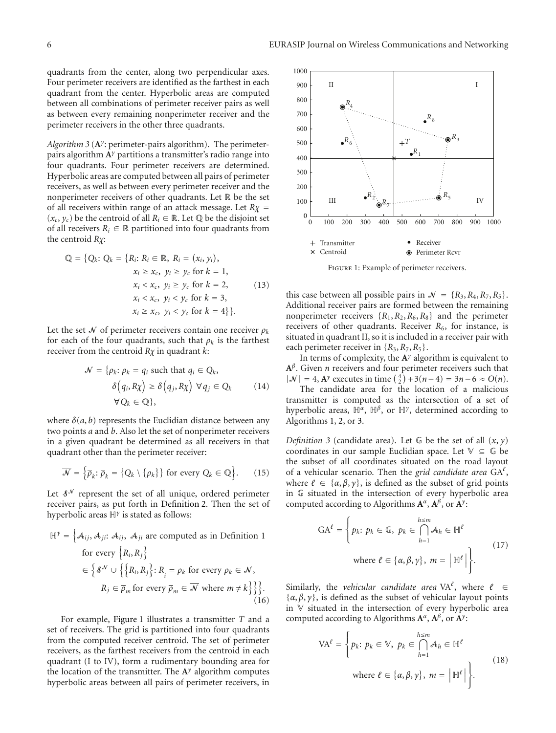quadrants from the center, along two perpendicular axes. Four perimeter receivers are identified as the farthest in each quadrant from the center. Hyperbolic areas are computed between all combinations of perimeter receiver pairs as well as between every remaining nonperimeter receiver and the perimeter receivers in the other three quadrants.

*Algorithm 3* ($\mathbf{A}^\gamma$: perimeter-pairs algorithm). The perimeter-pairs algorithm $\mathbf{A}^\gamma$ partitions a transmitter's radio range into four quadrants. Four perimeter receivers are determined. Hyperbolic areas are computed between all pairs of perimeter receivers, as well as between every perimeter receiver and the nonperimeter receivers of other quadrants. Let $\mathbb{R}$ be the set of all receivers within range of an attack message. Let $R\chi = (x_c, y_c)$ be the centroid of all $R_i \in \mathbb{R}$. Let $\mathbb{Q}$ be the disjoint set of all receivers $R_i \in \mathbb{R}$ partitioned into four quadrants from the centroid $R\chi$:

$$\mathbb{Q} = \{Q_k \colon Q_k = \{R_i \colon R_i \in \mathbb{R},\ R_i = (x_i, y_i),\ x_i \geq x_c,\ y_i \geq y_c \text{ for } k = 1,\ x_i < x_c,\ y_i \geq y_c \text{ for } k = 2,\ x_i < x_c,\ y_i < y_c \text{ for } k = 3,\ x_i \geq x_c,\ y_i < y_c \text{ for } k = 4\}\}. \tag{13}$$

Let the set $\mathcal{N}$ of perimeter receivers contain one receiver $\rho_k$ for each of the four quadrants, such that $\rho_k$ is the farthest receiver from the centroid $R\chi$ in quadrant $k$:

$$\mathcal{N} = \{\rho_k \colon \rho_k = q_i \text{ such that } q_i \in Q_k,\ \delta(q_i, R\chi) \geq \delta(q_j, R\chi)\ \forall q_j \in Q_k\ \forall Q_k \in \mathbb{Q}\}, \tag{14}$$

where $\delta(a, b)$ represents the Euclidian distance between any two points $a$ and $b$. Also let the set of nonperimeter receivers in a given quadrant be determined as all receivers in that quadrant other than the perimeter receiver:

$$\overline{\mathcal{N}} = \left\{\overline{\rho}_k \colon \overline{\rho}_k = \{Q_k \setminus \{\rho_k\}\} \text{ for every } Q_k \in \mathbb{Q}\right\}. \tag{15}$$

Let $\mathcal{S}^{\mathcal{N}}$ represent the set of all unique, ordered perimeter receiver pairs, as put forth in Definition 2. Then the set of hyperbolic areas $\mathbb{H}^\gamma$ is stated as follows:

$$\mathbb{H}^\gamma = \Big\{\mathcal{A}_{ij}, \mathcal{A}_{ji} \colon \mathcal{A}_{ij},\ \mathcal{A}_{ji} \text{ are computed as in Definition 1 for every } \{R_i, R_j\} \in \Big\{\mathcal{S}^{\mathcal{N}} \cup \Big\{\{R_i, R_j\} \colon R_i = \rho_k \text{ for every } \rho_k \in \mathcal{N},\ R_j \in \overline{\rho}_m \text{ for every } \overline{\rho}_m \in \overline{\mathcal{N}} \text{ where } m \neq k\Big\}\Big\}\Big\}. \tag{16}$$

For example, Figure 1 illustrates a transmitter $T$ and a set of receivers. The grid is partitioned into four quadrants from the computed receiver centroid. The set of perimeter receivers, as the farthest receivers from the centroid in each quadrant (I to IV), form a rudimentary bounding area for the location of the transmitter. The $\mathbf{A}^\gamma$ algorithm computes hyperbolic areas between all pairs of perimeter receivers, in this case between all possible pairs in $\mathcal{N} = \{R_3, R_4, R_7, R_5\}$. Additional receiver pairs are formed between the remaining nonperimeter receivers $\{R_1, R_2, R_6, R_8\}$ and the perimeter receivers of other quadrants. Receiver $R_6$, for instance, is situated in quadrant II, so it is included in a receiver pair with each perimeter receiver in $\{R_3, R_7, R_5\}$.

Figure 1: Example of perimeter receivers.

In terms of complexity, the $\mathbf{A}^\gamma$ algorithm is equivalent to $\mathbf{A}^\beta$. Given $n$ receivers and four perimeter receivers such that $|\mathcal{N}| = 4$, $\mathbf{A}^\gamma$ executes in time $\binom{4}{2} + 3(n-4) = 3n - 6 \approx O(n)$.

The candidate area for the location of a malicious transmitter is computed as the intersection of a set of hyperbolic areas, $\mathbb{H}^\alpha$, $\mathbb{H}^\beta$, or $\mathbb{H}^\gamma$, determined according to Algorithms 1, 2, or 3.

*Definition 3* (candidate area). Let $\mathbb{G}$ be the set of all $(x, y)$ coordinates in our sample Euclidian space. Let $\mathbb{V} \subseteq \mathbb{G}$ be the subset of all coordinates situated on the road layout of a vehicular scenario. Then the *grid candidate area* $\text{GA}^\ell$, where $\ell \in \{\alpha, \beta, \gamma\}$, is defined as the subset of grid points in $\mathbb{G}$ situated in the intersection of every hyperbolic area computed according to Algorithms $\mathbf{A}^\alpha$, $\mathbf{A}^\beta$, or $\mathbf{A}^\gamma$:

$$\text{GA}^\ell = \left\{p_k \colon p_k \in \mathbb{G},\ p_k \in \bigcap_{h=1}^{h \leq m} \mathcal{A}_h \in \mathbb{H}^\ell \text{ where } \ell \in \{\alpha, \beta, \gamma\},\ m = \left|\mathbb{H}^\ell\right|\right\}. \tag{17}$$

Similarly, the *vehicular candidate area* $\text{VA}^\ell$, where $\ell \in \{\alpha, \beta, \gamma\}$, is defined as the subset of vehicular layout points in $\mathbb{V}$ situated in the intersection of every hyperbolic area computed according to Algorithms $\mathbf{A}^\alpha$, $\mathbf{A}^\beta$, or $\mathbf{A}^\gamma$:

$$\text{VA}^\ell = \left\{p_k \colon p_k \in \mathbb{V},\ p_k \in \bigcap_{h=1}^{h \leq m} \mathcal{A}_h \in \mathbb{H}^\ell \text{ where } \ell \in \{\alpha, \beta, \gamma\},\ m = \left|\mathbb{H}^\ell\right|\right\}. \tag{18}$$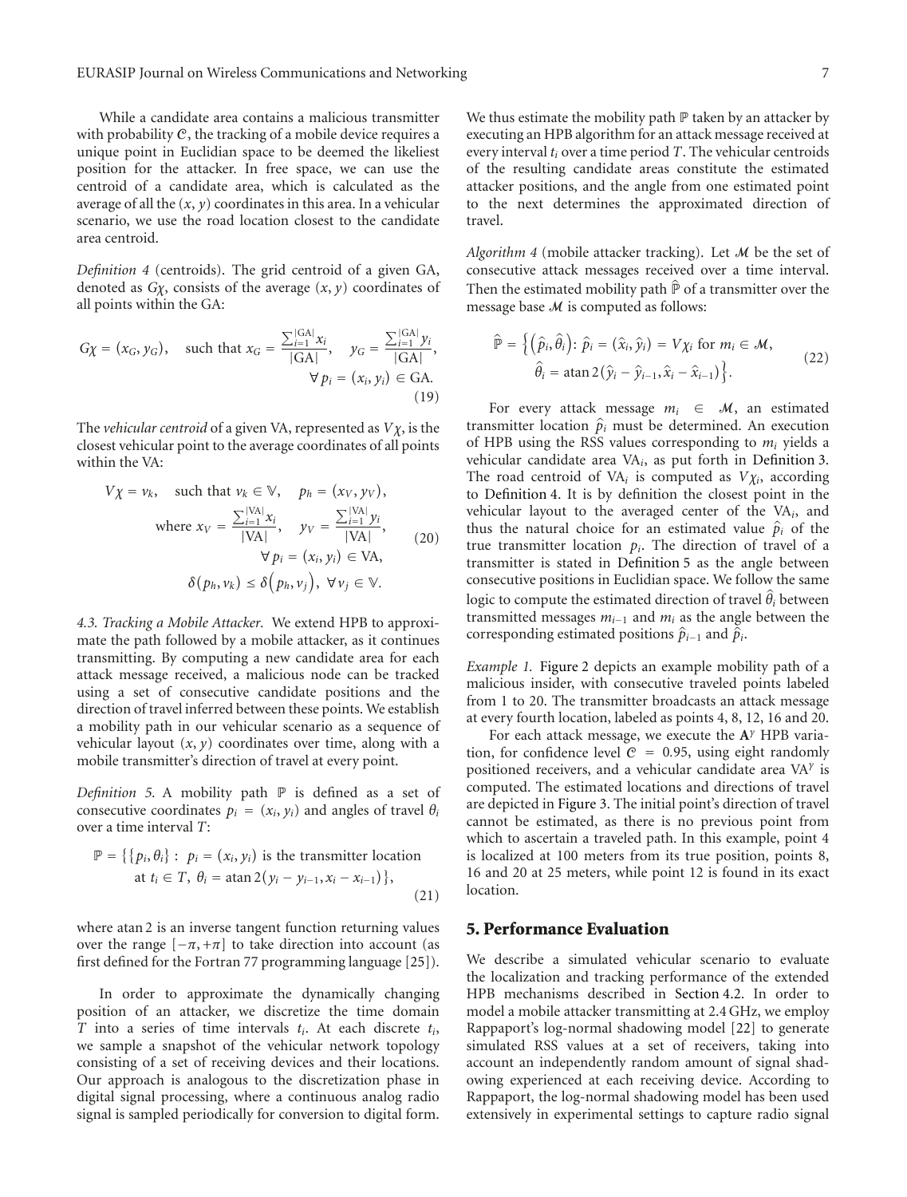While a candidate area contains a malicious transmitter with probability $\mathcal{C}$, the tracking of a mobile device requires a unique point in Euclidian space to be deemed the likeliest position for the attacker. In free space, we can use the centroid of a candidate area, which is calculated as the average of all the $(x, y)$ coordinates in this area. In a vehicular scenario, we use the road location closest to the candidate area centroid.

*Definition 4* (centroids). The grid centroid of a given GA, denoted as $G\chi$, consists of the average $(x, y)$ coordinates of all points within the GA:

$$G\chi = (x_G, y_G), \quad \text{such that } x_G = \frac{\sum_{i=1}^{|\mathrm{GA}|} x_i}{|\mathrm{GA}|}, \quad y_G = \frac{\sum_{i=1}^{|\mathrm{GA}|} y_i}{|\mathrm{GA}|}, \quad \forall\, p_i = (x_i, y_i) \in \mathrm{GA}. \tag{19}$$

The *vehicular centroid* of a given VA, represented as $V\chi$, is the closest vehicular point to the average coordinates of all points within the VA:

$$\begin{gathered} V\chi = v_k, \quad \text{such that } v_k \in \mathbb{V}, \quad p_h = (x_V, y_V), \\ \text{where } x_V = \frac{\sum_{i=1}^{|\mathrm{VA}|} x_i}{|\mathrm{VA}|}, \quad y_V = \frac{\sum_{i=1}^{|\mathrm{VA}|} y_i}{|\mathrm{VA}|}, \\ \forall\, p_i = (x_i, y_i) \in \mathrm{VA}, \\ \delta(p_h, v_k) \leq \delta(p_h, v_j), \ \forall\, v_j \in \mathbb{V}. \end{gathered} \tag{20}$$

*4.3. Tracking a Mobile Attacker.* We extend HPB to approximate the path followed by a mobile attacker, as it continues transmitting. By computing a new candidate area for each attack message received, a malicious node can be tracked using a set of consecutive candidate positions and the direction of travel inferred between these points. We establish a mobility path in our vehicular scenario as a sequence of vehicular layout $(x, y)$ coordinates over time, along with a mobile transmitter's direction of travel at every point.

*Definition 5.* A mobility path $\mathbb{P}$ is defined as a set of consecutive coordinates $p_i = (x_i, y_i)$ and angles of travel $\theta_i$ over a time interval $T$:

$$\begin{aligned} \mathbb{P} = \{\{p_i, \theta_i\} :\ & p_i = (x_i, y_i) \text{ is the transmitter location} \\ & \text{at } t_i \in T,\ \theta_i = \operatorname{atan2}(y_i - y_{i-1}, x_i - x_{i-1})\}, \end{aligned} \tag{21}$$

where atan 2 is an inverse tangent function returning values over the range $[-\pi, +\pi]$ to take direction into account (as first defined for the Fortran 77 programming language [25]).

In order to approximate the dynamically changing position of an attacker, we discretize the time domain $T$ into a series of time intervals $t_i$. At each discrete $t_i$, we sample a snapshot of the vehicular network topology consisting of a set of receiving devices and their locations. Our approach is analogous to the discretization phase in digital signal processing, where a continuous analog radio signal is sampled periodically for conversion to digital form. We thus estimate the mobility path $\mathbb{P}$ taken by an attacker by executing an HPB algorithm for an attack message received at every interval $t_i$ over a time period $T$. The vehicular centroids of the resulting candidate areas constitute the estimated attacker positions, and the angle from one estimated point to the next determines the approximated direction of travel.

*Algorithm 4* (mobile attacker tracking). Let $\mathcal{M}$ be the set of consecutive attack messages received over a time interval. Then the estimated mobility path $\widehat{\mathbb{P}}$ of a transmitter over the message base $\mathcal{M}$ is computed as follows:

$$\begin{aligned} \widehat{\mathbb{P}} = \Big\{ \big(\hat{p}_i, \hat{\theta}_i\big) :\ & \hat{p}_i = (\hat{x}_i, \hat{y}_i) = V\chi_i \text{ for } m_i \in \mathcal{M}, \\ & \hat{\theta}_i = \operatorname{atan2}(\hat{y}_i - \hat{y}_{i-1}, \hat{x}_i - \hat{x}_{i-1}) \Big\}. \end{aligned} \tag{22}$$

For every attack message $m_i \in \mathcal{M}$, an estimated transmitter location $\hat{p}_i$ must be determined. An execution of HPB using the RSS values corresponding to $m_i$ yields a vehicular candidate area $\mathrm{VA}_i$, as put forth in Definition 3. The road centroid of $\mathrm{VA}_i$ is computed as $V\chi_i$, according to Definition 4. It is by definition the closest point in the vehicular layout to the averaged center of the $\mathrm{VA}_i$, and thus the natural choice for an estimated value $\hat{p}_i$ of the true transmitter location $p_i$. The direction of travel of a transmitter is stated in Definition 5 as the angle between consecutive positions in Euclidian space. We follow the same logic to compute the estimated direction of travel $\hat{\theta}_i$ between transmitted messages $m_{i-1}$ and $m_i$ as the angle between the corresponding estimated positions $\hat{p}_{i-1}$ and $\hat{p}_i$.

*Example 1.* Figure 2 depicts an example mobility path of a malicious insider, with consecutive traveled points labeled from 1 to 20. The transmitter broadcasts an attack message at every fourth location, labeled as points 4, 8, 12, 16 and 20.

For each attack message, we execute the $\mathbf{A}^{y}$ HPB variation, for confidence level $\mathcal{C} = 0.95$, using eight randomly positioned receivers, and a vehicular candidate area $\mathrm{VA}^{y}$ is computed. The estimated locations and directions of travel are depicted in Figure 3. The initial point's direction of travel cannot be estimated, as there is no previous point from which to ascertain a traveled path. In this example, point 4 is localized at 100 meters from its true position, points 8, 16 and 20 at 25 meters, while point 12 is found in its exact location.

## 5. Performance Evaluation

We describe a simulated vehicular scenario to evaluate the localization and tracking performance of the extended HPB mechanisms described in Section 4.2. In order to model a mobile attacker transmitting at 2.4 GHz, we employ Rappaport's log-normal shadowing model [22] to generate simulated RSS values at a set of receivers, taking into account an independently random amount of signal shadowing experienced at each receiving device. According to Rappaport, the log-normal shadowing model has been used extensively in experimental settings to capture radio signal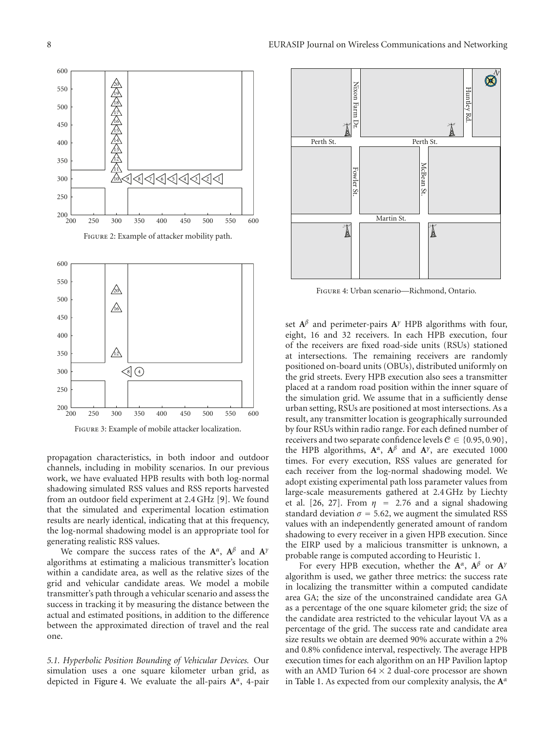Figure 2: Example of attacker mobility path.

Figure 3: Example of mobile attacker localization.

Figure 4: Urban scenario—Richmond, Ontario.

propagation characteristics, in both indoor and outdoor channels, including in mobility scenarios. In our previous work, we have evaluated HPB results with both log-normal shadowing simulated RSS values and RSS reports harvested from an outdoor field experiment at 2.4 GHz [9]. We found that the simulated and experimental location estimation results are nearly identical, indicating that at this frequency, the log-normal shadowing model is an appropriate tool for generating realistic RSS values.

We compare the success rates of the $\mathbf{A}^{\alpha}$, $\mathbf{A}^{\beta}$ and $\mathbf{A}^{\gamma}$ algorithms at estimating a malicious transmitter's location within a candidate area, as well as the relative sizes of the grid and vehicular candidate areas. We model a mobile transmitter's path through a vehicular scenario and assess the success in tracking it by measuring the distance between the actual and estimated positions, in addition to the difference between the approximated direction of travel and the real one.

*5.1. Hyperbolic Position Bounding of Vehicular Devices.* Our simulation uses a one square kilometer urban grid, as depicted in Figure 4. We evaluate the all-pairs $\mathbf{A}^{\alpha}$, 4-pair set $\mathbf{A}^{\beta}$ and perimeter-pairs $\mathbf{A}^{\gamma}$ HPB algorithms with four, eight, 16 and 32 receivers. In each HPB execution, four of the receivers are fixed road-side units (RSUs) stationed at intersections. The remaining receivers are randomly positioned on-board units (OBUs), distributed uniformly on the grid streets. Every HPB execution also sees a transmitter placed at a random road position within the inner square of the simulation grid. We assume that in a sufficiently dense urban setting, RSUs are positioned at most intersections. As a result, any transmitter location is geographically surrounded by four RSUs within radio range. For each defined number of receivers and two separate confidence levels $\mathcal{C} \in \{0.95, 0.90\}$, the HPB algorithms, $\mathbf{A}^{\alpha}$, $\mathbf{A}^{\beta}$ and $\mathbf{A}^{\gamma}$, are executed 1000 times. For every execution, RSS values are generated for each receiver from the log-normal shadowing model. We adopt existing experimental path loss parameter values from large-scale measurements gathered at 2.4 GHz by Liechty et al. [26, 27]. From $\eta = 2.76$ and a signal shadowing standard deviation $\sigma = 5.62$, we augment the simulated RSS values with an independently generated amount of random shadowing to every receiver in a given HPB execution. Since the EIRP used by a malicious transmitter is unknown, a probable range is computed according to Heuristic 1.

For every HPB execution, whether the $\mathbf{A}^{\alpha}$, $\mathbf{A}^{\beta}$ or $\mathbf{A}^{\gamma}$ algorithm is used, we gather three metrics: the success rate in localizing the transmitter within a computed candidate area GA; the size of the unconstrained candidate area GA as a percentage of the one square kilometer grid; the size of the candidate area restricted to the vehicular layout VA as a percentage of the grid. The success rate and candidate area size results we obtain are deemed 90% accurate within a 2% and 0.8% confidence interval, respectively. The average HPB execution times for each algorithm on an HP Pavilion laptop with an AMD Turion 64 × 2 dual-core processor are shown in Table 1. As expected from our complexity analysis, the $\mathbf{A}^{\alpha}$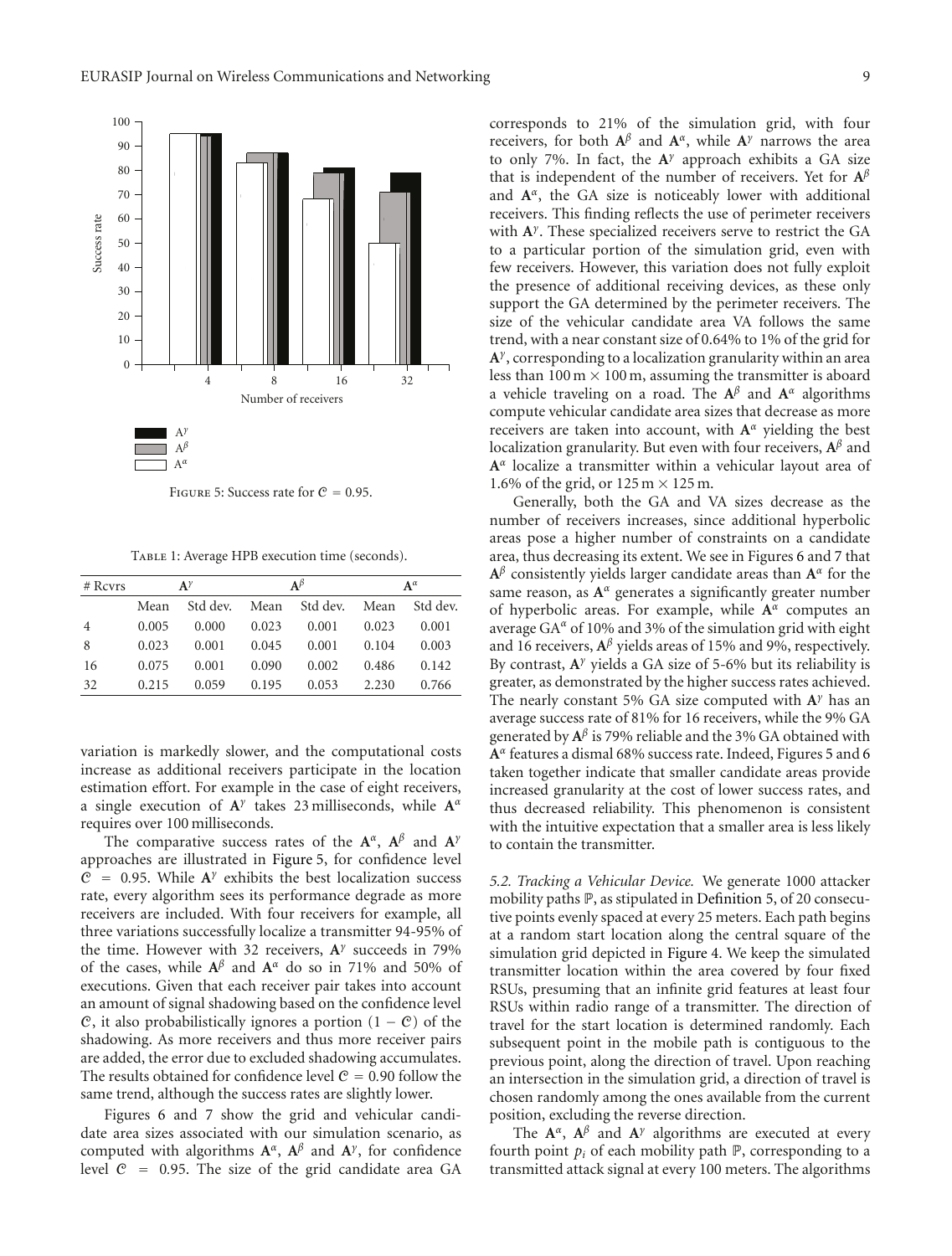FIGURE 5: Success rate for $\mathcal{C} = 0.95$.

TABLE 1: Average HPB execution time (seconds).

| # Rcvrs | $\mathbf{A}^{\gamma}$ | | $\mathbf{A}^{\beta}$ | | $\mathbf{A}^{\alpha}$ | |
|---|---|---|---|---|---|---|
| | Mean | Std dev. | Mean | Std dev. | Mean | Std dev. |
| 4 | 0.005 | 0.000 | 0.023 | 0.001 | 0.023 | 0.001 |
| 8 | 0.023 | 0.001 | 0.045 | 0.001 | 0.104 | 0.003 |
| 16 | 0.075 | 0.001 | 0.090 | 0.002 | 0.486 | 0.142 |
| 32 | 0.215 | 0.059 | 0.195 | 0.053 | 2.230 | 0.766 |

variation is markedly slower, and the computational costs increase as additional receivers participate in the location estimation effort. For example in the case of eight receivers, a single execution of $\mathbf{A}^{\gamma}$ takes 23 milliseconds, while $\mathbf{A}^{\alpha}$ requires over 100 milliseconds.

The comparative success rates of the $\mathbf{A}^{\alpha}$, $\mathbf{A}^{\beta}$ and $\mathbf{A}^{\gamma}$ approaches are illustrated in Figure 5, for confidence level $\mathcal{C} = 0.95$. While $\mathbf{A}^{\gamma}$ exhibits the best localization success rate, every algorithm sees its performance degrade as more receivers are included. With four receivers for example, all three variations successfully localize a transmitter 94-95% of the time. However with 32 receivers, $\mathbf{A}^{\gamma}$ succeeds in 79% of the cases, while $\mathbf{A}^{\beta}$ and $\mathbf{A}^{\alpha}$ do so in 71% and 50% of executions. Given that each receiver pair takes into account an amount of signal shadowing based on the confidence level $\mathcal{C}$, it also probabilistically ignores a portion $(1 - \mathcal{C})$ of the shadowing. As more receivers and thus more receiver pairs are added, the error due to excluded shadowing accumulates. The results obtained for confidence level $\mathcal{C} = 0.90$ follow the same trend, although the success rates are slightly lower.

Figures 6 and 7 show the grid and vehicular candidate area sizes associated with our simulation scenario, as computed with algorithms $\mathbf{A}^{\alpha}$, $\mathbf{A}^{\beta}$ and $\mathbf{A}^{\gamma}$, for confidence level $\mathcal{C} = 0.95$. The size of the grid candidate area GA corresponds to 21% of the simulation grid, with four receivers, for both $\mathbf{A}^{\beta}$ and $\mathbf{A}^{\alpha}$, while $\mathbf{A}^{\gamma}$ narrows the area to only 7%. In fact, the $\mathbf{A}^{\gamma}$ approach exhibits a GA size that is independent of the number of receivers. Yet for $\mathbf{A}^{\beta}$ and $\mathbf{A}^{\alpha}$, the GA size is noticeably lower with additional receivers. This finding reflects the use of perimeter receivers with $\mathbf{A}^{\gamma}$. These specialized receivers serve to restrict the GA to a particular portion of the simulation grid, even with few receivers. However, this variation does not fully exploit the presence of additional receiving devices, as these only support the GA determined by the perimeter receivers. The size of the vehicular candidate area VA follows the same trend, with a near constant size of 0.64% to 1% of the grid for $\mathbf{A}^{\gamma}$, corresponding to a localization granularity within an area less than $100\,\text{m} \times 100\,\text{m}$, assuming the transmitter is aboard a vehicle traveling on a road. The $\mathbf{A}^{\beta}$ and $\mathbf{A}^{\alpha}$ algorithms compute vehicular candidate area sizes that decrease as more receivers are taken into account, with $\mathbf{A}^{\alpha}$ yielding the best localization granularity. But even with four receivers, $\mathbf{A}^{\beta}$ and $\mathbf{A}^{\alpha}$ localize a transmitter within a vehicular layout area of 1.6% of the grid, or $125\,\text{m} \times 125\,\text{m}$.

Generally, both the GA and VA sizes decrease as the number of receivers increases, since additional hyperbolic areas pose a higher number of constraints on a candidate area, thus decreasing its extent. We see in Figures 6 and 7 that $\mathbf{A}^{\beta}$ consistently yields larger candidate areas than $\mathbf{A}^{\alpha}$ for the same reason, as $\mathbf{A}^{\alpha}$ generates a significantly greater number of hyperbolic areas. For example, while $\mathbf{A}^{\alpha}$ computes an average $\text{GA}^{\alpha}$ of 10% and 3% of the simulation grid with eight and 16 receivers, $\mathbf{A}^{\beta}$ yields areas of 15% and 9%, respectively. By contrast, $\mathbf{A}^{\gamma}$ yields a GA size of 5-6% but its reliability is greater, as demonstrated by the higher success rates achieved. The nearly constant 5% GA size computed with $\mathbf{A}^{\gamma}$ has an average success rate of 81% for 16 receivers, while the 9% GA generated by $\mathbf{A}^{\beta}$ is 79% reliable and the 3% GA obtained with $\mathbf{A}^{\alpha}$ features a dismal 68% success rate. Indeed, Figures 5 and 6 taken together indicate that smaller candidate areas provide increased granularity at the cost of lower success rates, and thus decreased reliability. This phenomenon is consistent with the intuitive expectation that a smaller area is less likely to contain the transmitter.

*5.2. Tracking a Vehicular Device.* We generate 1000 attacker mobility paths $\mathbb{P}$, as stipulated in Definition 5, of 20 consecutive points evenly spaced at every 25 meters. Each path begins at a random start location along the central square of the simulation grid depicted in Figure 4. We keep the simulated transmitter location within the area covered by four fixed RSUs, presuming that an infinite grid features at least four RSUs within radio range of a transmitter. The direction of travel for the start location is determined randomly. Each subsequent point in the mobile path is contiguous to the previous point, along the direction of travel. Upon reaching an intersection in the simulation grid, a direction of travel is chosen randomly among the ones available from the current position, excluding the reverse direction.

The $\mathbf{A}^{\alpha}$, $\mathbf{A}^{\beta}$ and $\mathbf{A}^{\gamma}$ algorithms are executed at every fourth point $p_i$ of each mobility path $\mathbb{P}$, corresponding to a transmitted attack signal at every 100 meters. The algorithms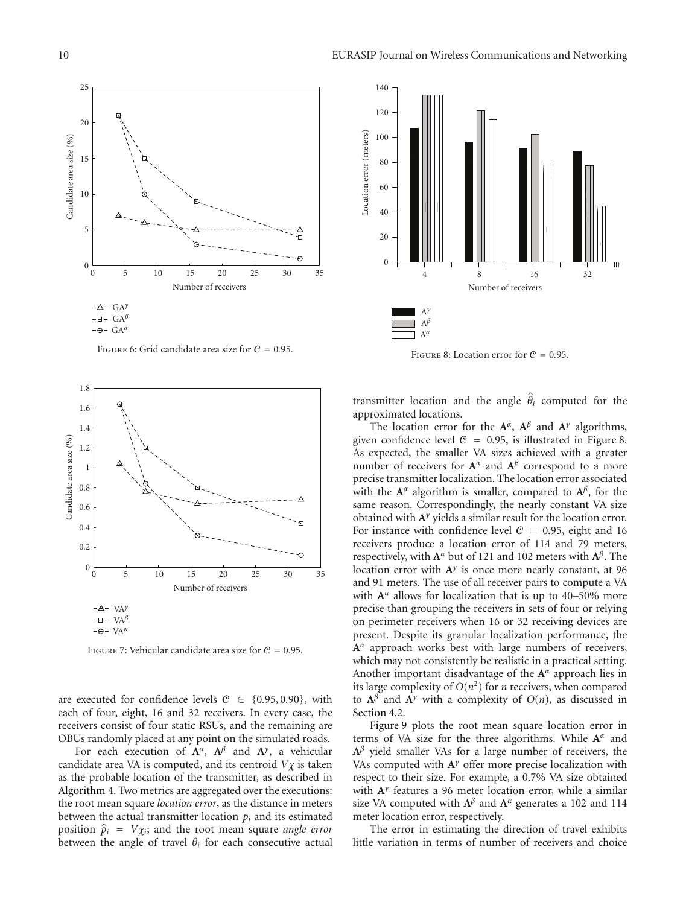Figure 6: Grid candidate area size for $\mathcal{C} = 0.95$.

Figure 7: Vehicular candidate area size for $\mathcal{C} = 0.95$.

Figure 8: Location error for $\mathcal{C} = 0.95$.

are executed for confidence levels $\mathcal{C} \in \{0.95, 0.90\}$, with each of four, eight, 16 and 32 receivers. In every case, the receivers consist of four static RSUs, and the remaining are OBUs randomly placed at any point on the simulated roads.

For each execution of $\mathbf{A}^\alpha$, $\mathbf{A}^\beta$ and $\mathbf{A}^\gamma$, a vehicular candidate area VA is computed, and its centroid $V\chi$ is taken as the probable location of the transmitter, as described in Algorithm 4. Two metrics are aggregated over the executions: the root mean square *location error*, as the distance in meters between the actual transmitter location $p_i$ and its estimated position $\hat{p}_i = V\chi_i$; and the root mean square *angle error* between the angle of travel $\theta_i$ for each consecutive actual transmitter location and the angle $\hat{\theta}_i$ computed for the approximated locations.

The location error for the $\mathbf{A}^\alpha$, $\mathbf{A}^\beta$ and $\mathbf{A}^\gamma$ algorithms, given confidence level $\mathcal{C} = 0.95$, is illustrated in Figure 8. As expected, the smaller VA sizes achieved with a greater number of receivers for $\mathbf{A}^\alpha$ and $\mathbf{A}^\beta$ correspond to a more precise transmitter localization. The location error associated with the $\mathbf{A}^\alpha$ algorithm is smaller, compared to $\mathbf{A}^\beta$, for the same reason. Correspondingly, the nearly constant VA size obtained with $\mathbf{A}^\gamma$ yields a similar result for the location error. For instance with confidence level $\mathcal{C} = 0.95$, eight and 16 receivers produce a location error of 114 and 79 meters, respectively, with $\mathbf{A}^\alpha$ but of 121 and 102 meters with $\mathbf{A}^\beta$. The location error with $\mathbf{A}^\gamma$ is once more nearly constant, at 96 and 91 meters. The use of all receiver pairs to compute a VA with $\mathbf{A}^\alpha$ allows for localization that is up to 40–50% more precise than grouping the receivers in sets of four or relying on perimeter receivers when 16 or 32 receiving devices are present. Despite its granular localization performance, the $\mathbf{A}^\alpha$ approach works best with large numbers of receivers, which may not consistently be realistic in a practical setting. Another important disadvantage of the $\mathbf{A}^\alpha$ approach lies in its large complexity of $O(n^2)$ for $n$ receivers, when compared to $\mathbf{A}^\beta$ and $\mathbf{A}^\gamma$ with a complexity of $O(n)$, as discussed in Section 4.2.

Figure 9 plots the root mean square location error in terms of VA size for the three algorithms. While $\mathbf{A}^\alpha$ and $\mathbf{A}^\beta$ yield smaller VAs for a large number of receivers, the VAs computed with $\mathbf{A}^\gamma$ offer more precise localization with respect to their size. For example, a 0.7% VA size obtained with $\mathbf{A}^\gamma$ features a 96 meter location error, while a similar size VA computed with $\mathbf{A}^\beta$ and $\mathbf{A}^\alpha$ generates a 102 and 114 meter location error, respectively.

The error in estimating the direction of travel exhibits little variation in terms of number of receivers and choice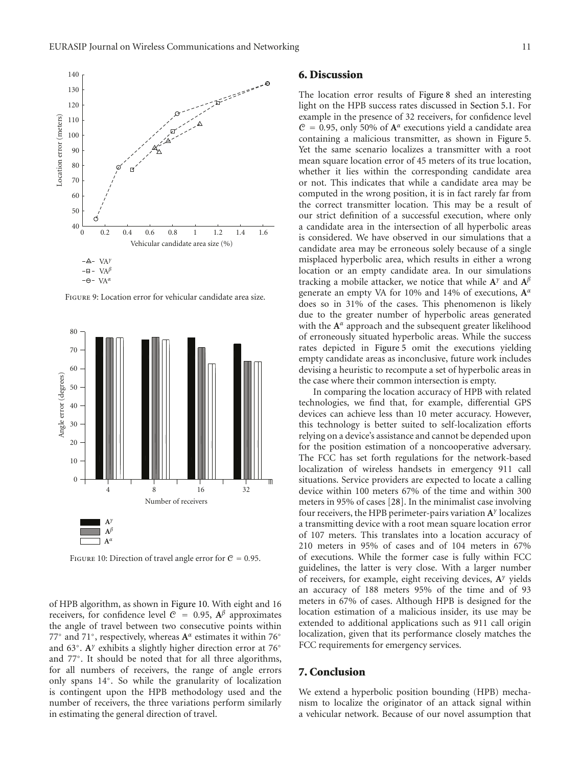Figure 9: Location error for vehicular candidate area size.

Figure 10: Direction of travel angle error for $\mathcal{C} = 0.95$.

of HPB algorithm, as shown in Figure 10. With eight and 16 receivers, for confidence level $\mathcal{C} = 0.95$, $\mathbf{A}^{\beta}$ approximates the angle of travel between two consecutive points within 77° and 71°, respectively, whereas $\mathbf{A}^{\alpha}$ estimates it within 76° and 63°. $\mathbf{A}^{\gamma}$ exhibits a slightly higher direction error at 76° and 77°. It should be noted that for all three algorithms, for all numbers of receivers, the range of angle errors only spans 14°. So while the granularity of localization is contingent upon the HPB methodology used and the number of receivers, the three variations perform similarly in estimating the general direction of travel.

## 6. Discussion

The location error results of Figure 8 shed an interesting light on the HPB success rates discussed in Section 5.1. For example in the presence of 32 receivers, for confidence level $\mathcal{C} = 0.95$, only 50% of $\mathbf{A}^{\alpha}$ executions yield a candidate area containing a malicious transmitter, as shown in Figure 5. Yet the same scenario localizes a transmitter with a root mean square location error of 45 meters of its true location, whether it lies within the corresponding candidate area or not. This indicates that while a candidate area may be computed in the wrong position, it is in fact rarely far from the correct transmitter location. This may be a result of our strict definition of a successful execution, where only a candidate area in the intersection of all hyperbolic areas is considered. We have observed in our simulations that a candidate area may be erroneous solely because of a single misplaced hyperbolic area, which results in either a wrong location or an empty candidate area. In our simulations tracking a mobile attacker, we notice that while $\mathbf{A}^{\gamma}$ and $\mathbf{A}^{\beta}$ generate an empty VA for 10% and 14% of executions, $\mathbf{A}^{\alpha}$ does so in 31% of the cases. This phenomenon is likely due to the greater number of hyperbolic areas generated with the $\mathbf{A}^{\alpha}$ approach and the subsequent greater likelihood of erroneously situated hyperbolic areas. While the success rates depicted in Figure 5 omit the executions yielding empty candidate areas as inconclusive, future work includes devising a heuristic to recompute a set of hyperbolic areas in the case where their common intersection is empty.

In comparing the location accuracy of HPB with related technologies, we find that, for example, differential GPS devices can achieve less than 10 meter accuracy. However, this technology is better suited to self-localization efforts relying on a device's assistance and cannot be depended upon for the position estimation of a noncooperative adversary. The FCC has set forth regulations for the network-based localization of wireless handsets in emergency 911 call situations. Service providers are expected to locate a calling device within 100 meters 67% of the time and within 300 meters in 95% of cases [28]. In the minimalist case involving four receivers, the HPB perimeter-pairs variation $\mathbf{A}^{\gamma}$ localizes a transmitting device with a root mean square location error of 107 meters. This translates into a location accuracy of 210 meters in 95% of cases and of 104 meters in 67% of executions. While the former case is fully within FCC guidelines, the latter is very close. With a larger number of receivers, for example, eight receiving devices, $\mathbf{A}^{\gamma}$ yields an accuracy of 188 meters 95% of the time and of 93 meters in 67% of cases. Although HPB is designed for the location estimation of a malicious insider, its use may be extended to additional applications such as 911 call origin localization, given that its performance closely matches the FCC requirements for emergency services.

## 7. Conclusion

We extend a hyperbolic position bounding (HPB) mechanism to localize the originator of an attack signal within a vehicular network. Because of our novel assumption that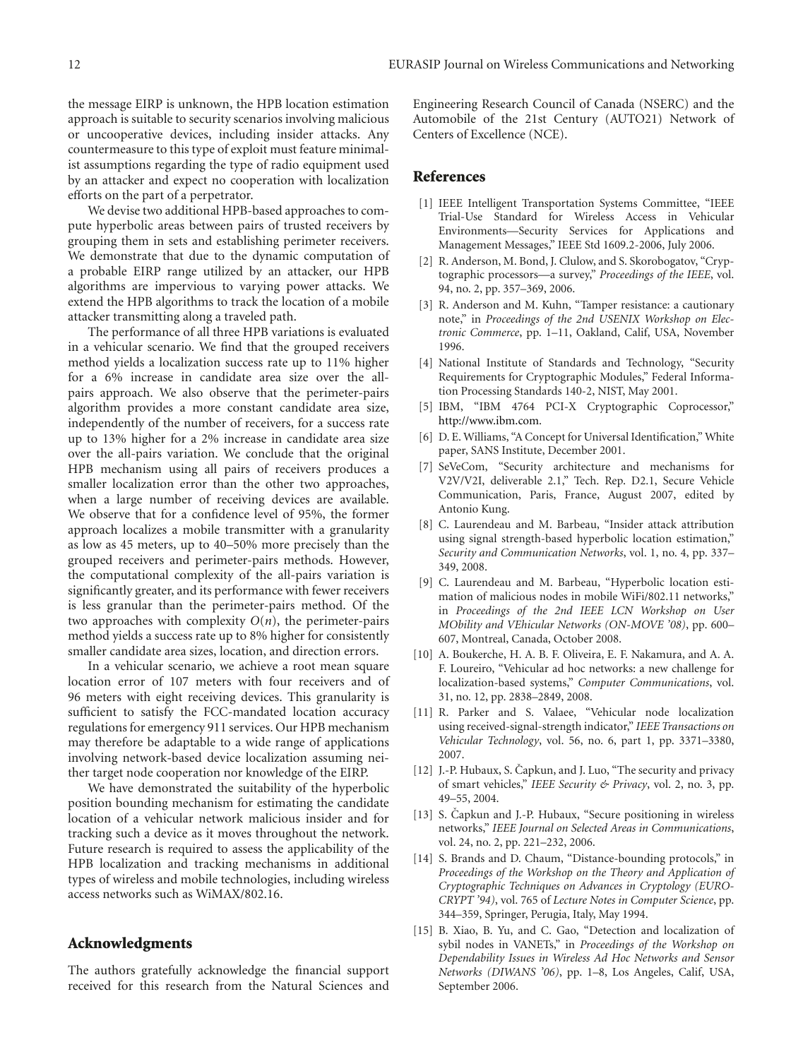the message EIRP is unknown, the HPB location estimation approach is suitable to security scenarios involving malicious or uncooperative devices, including insider attacks. Any countermeasure to this type of exploit must feature minimalist assumptions regarding the type of radio equipment used by an attacker and expect no cooperation with localization efforts on the part of a perpetrator.

We devise two additional HPB-based approaches to compute hyperbolic areas between pairs of trusted receivers by grouping them in sets and establishing perimeter receivers. We demonstrate that due to the dynamic computation of a probable EIRP range utilized by an attacker, our HPB algorithms are impervious to varying power attacks. We extend the HPB algorithms to track the location of a mobile attacker transmitting along a traveled path.

The performance of all three HPB variations is evaluated in a vehicular scenario. We find that the grouped receivers method yields a localization success rate up to 11% higher for a 6% increase in candidate area size over the all-pairs approach. We also observe that the perimeter-pairs algorithm provides a more constant candidate area size, independently of the number of receivers, for a success rate up to 13% higher for a 2% increase in candidate area size over the all-pairs variation. We conclude that the original HPB mechanism using all pairs of receivers produces a smaller localization error than the other two approaches, when a large number of receiving devices are available. We observe that for a confidence level of 95%, the former approach localizes a mobile transmitter with a granularity as low as 45 meters, up to 40–50% more precisely than the grouped receivers and perimeter-pairs methods. However, the computational complexity of the all-pairs variation is significantly greater, and its performance with fewer receivers is less granular than the perimeter-pairs method. Of the two approaches with complexity $O(n)$, the perimeter-pairs method yields a success rate up to 8% higher for consistently smaller candidate area sizes, location, and direction errors.

In a vehicular scenario, we achieve a root mean square location error of 107 meters with four receivers and of 96 meters with eight receiving devices. This granularity is sufficient to satisfy the FCC-mandated location accuracy regulations for emergency 911 services. Our HPB mechanism may therefore be adaptable to a wide range of applications involving network-based device localization assuming neither target node cooperation nor knowledge of the EIRP.

We have demonstrated the suitability of the hyperbolic position bounding mechanism for estimating the candidate location of a vehicular network malicious insider and for tracking such a device as it moves throughout the network. Future research is required to assess the applicability of the HPB localization and tracking mechanisms in additional types of wireless and mobile technologies, including wireless access networks such as WiMAX/802.16.

## Acknowledgments

The authors gratefully acknowledge the financial support received for this research from the Natural Sciences and Engineering Research Council of Canada (NSERC) and the Automobile of the 21st Century (AUTO21) Network of Centers of Excellence (NCE).

## References

[1] IEEE Intelligent Transportation Systems Committee, "IEEE Trial-Use Standard for Wireless Access in Vehicular Environments—Security Services for Applications and Management Messages," IEEE Std 1609.2-2006, July 2006.

[2] R. Anderson, M. Bond, J. Clulow, and S. Skorobogatov, "Cryptographic processors—a survey," *Proceedings of the IEEE*, vol. 94, no. 2, pp. 357–369, 2006.

[3] R. Anderson and M. Kuhn, "Tamper resistance: a cautionary note," in *Proceedings of the 2nd USENIX Workshop on Electronic Commerce*, pp. 1–11, Oakland, Calif, USA, November 1996.

[4] National Institute of Standards and Technology, "Security Requirements for Cryptographic Modules," Federal Information Processing Standards 140-2, NIST, May 2001.

[5] IBM, "IBM 4764 PCI-X Cryptographic Coprocessor," http://www.ibm.com.

[6] D. E. Williams, "A Concept for Universal Identification," White paper, SANS Institute, December 2001.

[7] SeVeCom, "Security architecture and mechanisms for V2V/V2I, deliverable 2.1," Tech. Rep. D2.1, Secure Vehicle Communication, Paris, France, August 2007, edited by Antonio Kung.

[8] C. Laurendeau and M. Barbeau, "Insider attack attribution using signal strength-based hyperbolic location estimation," *Security and Communication Networks*, vol. 1, no. 4, pp. 337–349, 2008.

[9] C. Laurendeau and M. Barbeau, "Hyperbolic location estimation of malicious nodes in mobile WiFi/802.11 networks," in *Proceedings of the 2nd IEEE LCN Workshop on User MObility and VEhicular Networks (ON-MOVE '08)*, pp. 600–607, Montreal, Canada, October 2008.

[10] A. Boukerche, H. A. B. F. Oliveira, E. F. Nakamura, and A. A. F. Loureiro, "Vehicular ad hoc networks: a new challenge for localization-based systems," *Computer Communications*, vol. 31, no. 12, pp. 2838–2849, 2008.

[11] R. Parker and S. Valaee, "Vehicular node localization using received-signal-strength indicator," *IEEE Transactions on Vehicular Technology*, vol. 56, no. 6, part 1, pp. 3371–3380, 2007.

[12] J.-P. Hubaux, S. Čapkun, and J. Luo, "The security and privacy of smart vehicles," *IEEE Security & Privacy*, vol. 2, no. 3, pp. 49–55, 2004.

[13] S. Čapkun and J.-P. Hubaux, "Secure positioning in wireless networks," *IEEE Journal on Selected Areas in Communications*, vol. 24, no. 2, pp. 221–232, 2006.

[14] S. Brands and D. Chaum, "Distance-bounding protocols," in *Proceedings of the Workshop on the Theory and Application of Cryptographic Techniques on Advances in Cryptology (EUROCRYPT '94)*, vol. 765 of *Lecture Notes in Computer Science*, pp. 344–359, Springer, Perugia, Italy, May 1994.

[15] B. Xiao, B. Yu, and C. Gao, "Detection and localization of sybil nodes in VANETs," in *Proceedings of the Workshop on Dependability Issues in Wireless Ad Hoc Networks and Sensor Networks (DIWANS '06)*, pp. 1–8, Los Angeles, Calif, USA, September 2006.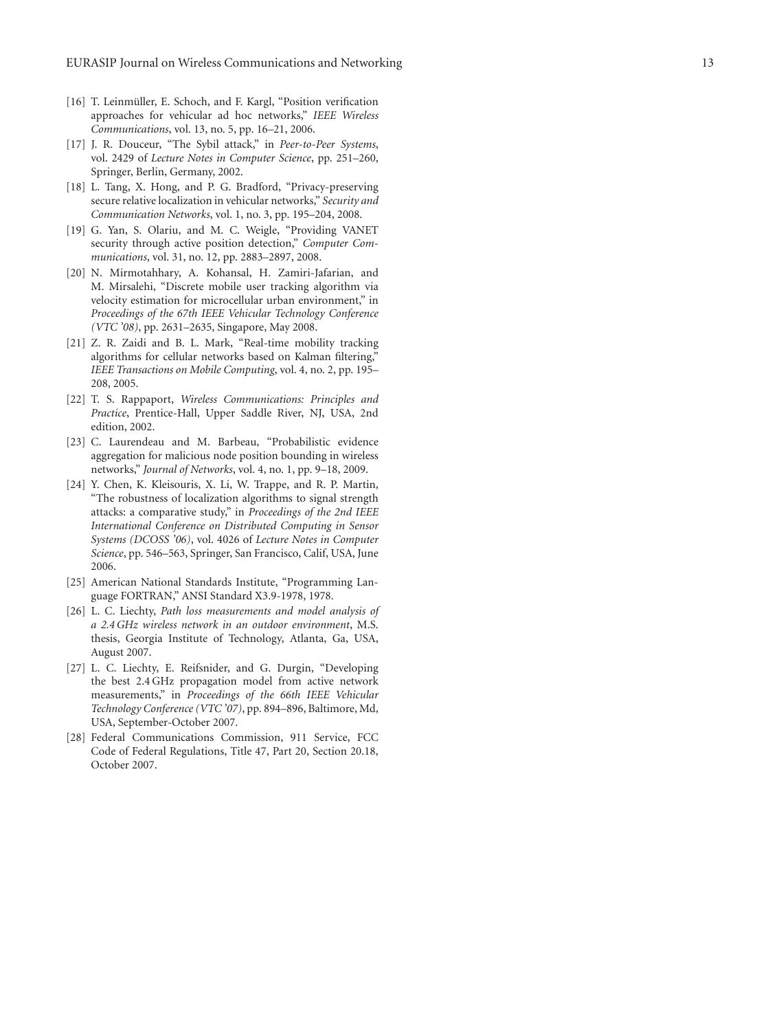[16] T. Leinmüller, E. Schoch, and F. Kargl, "Position verification approaches for vehicular ad hoc networks," *IEEE Wireless Communications*, vol. 13, no. 5, pp. 16–21, 2006.

[17] J. R. Douceur, "The Sybil attack," in *Peer-to-Peer Systems*, vol. 2429 of *Lecture Notes in Computer Science*, pp. 251–260, Springer, Berlin, Germany, 2002.

[18] L. Tang, X. Hong, and P. G. Bradford, "Privacy-preserving secure relative localization in vehicular networks," *Security and Communication Networks*, vol. 1, no. 3, pp. 195–204, 2008.

[19] G. Yan, S. Olariu, and M. C. Weigle, "Providing VANET security through active position detection," *Computer Communications*, vol. 31, no. 12, pp. 2883–2897, 2008.

[20] N. Mirmotahhary, A. Kohansal, H. Zamiri-Jafarian, and M. Mirsalehi, "Discrete mobile user tracking algorithm via velocity estimation for microcellular urban environment," in *Proceedings of the 67th IEEE Vehicular Technology Conference (VTC '08)*, pp. 2631–2635, Singapore, May 2008.

[21] Z. R. Zaidi and B. L. Mark, "Real-time mobility tracking algorithms for cellular networks based on Kalman filtering," *IEEE Transactions on Mobile Computing*, vol. 4, no. 2, pp. 195–208, 2005.

[22] T. S. Rappaport, *Wireless Communications: Principles and Practice*, Prentice-Hall, Upper Saddle River, NJ, USA, 2nd edition, 2002.

[23] C. Laurendeau and M. Barbeau, "Probabilistic evidence aggregation for malicious node position bounding in wireless networks," *Journal of Networks*, vol. 4, no. 1, pp. 9–18, 2009.

[24] Y. Chen, K. Kleisouris, X. Li, W. Trappe, and R. P. Martin, "The robustness of localization algorithms to signal strength attacks: a comparative study," in *Proceedings of the 2nd IEEE International Conference on Distributed Computing in Sensor Systems (DCOSS '06)*, vol. 4026 of *Lecture Notes in Computer Science*, pp. 546–563, Springer, San Francisco, Calif, USA, June 2006.

[25] American National Standards Institute, "Programming Language FORTRAN," ANSI Standard X3.9-1978, 1978.

[26] L. C. Liechty, *Path loss measurements and model analysis of a 2.4 GHz wireless network in an outdoor environment*, M.S. thesis, Georgia Institute of Technology, Atlanta, Ga, USA, August 2007.

[27] L. C. Liechty, E. Reifsnider, and G. Durgin, "Developing the best 2.4 GHz propagation model from active network measurements," in *Proceedings of the 66th IEEE Vehicular Technology Conference (VTC '07)*, pp. 894–896, Baltimore, Md, USA, September-October 2007.

[28] Federal Communications Commission, 911 Service, FCC Code of Federal Regulations, Title 47, Part 20, Section 20.18, October 2007.